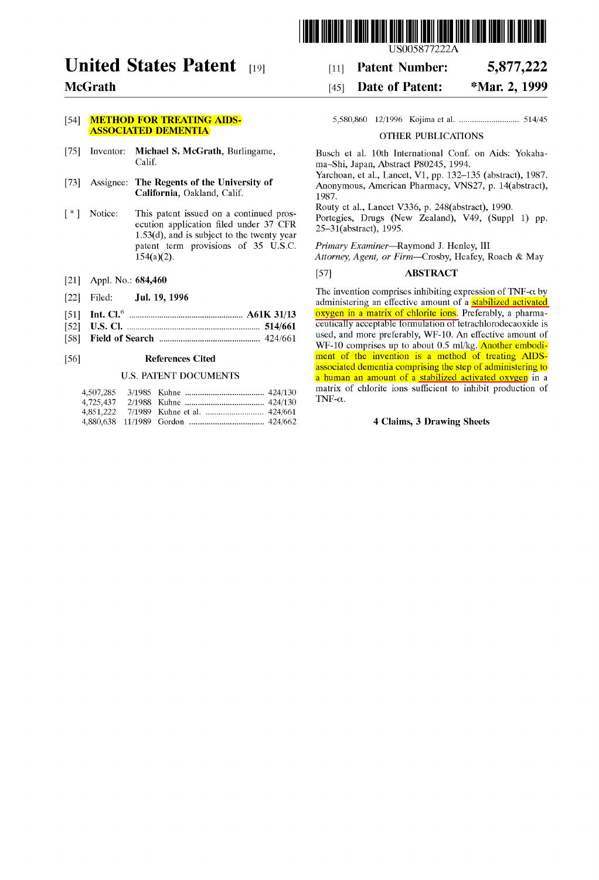# United States Patent [19]

**McGrath**

[11] **Patent Number: 5,877,222**

[45] **Date of Patent: *Mar. 2, 1999**

US005877222A

[54] **METHOD FOR TREATING AIDS-ASSOCIATED DEMENTIA**

[75] Inventor: **Michael S. McGrath**, Burlingame, Calif.

[73] Assignee: **The Regents of the University of California**, Oakland, Calif.

[ * ] Notice: This patent issued on a continued prosecution application filed under 37 CFR 1.53(d), and is subject to the twenty year patent term provisions of 35 U.S.C. 154(a)(2).

[21] Appl. No.: **684,460**

[22] Filed: **Jul. 19, 1996**

[51] **Int. Cl.**[6] .......... **A61K 31/13**

[52] **U.S. Cl.** .......... **514/661**

[58] **Field of Search** .......... 424/661

[56] **References Cited**

U.S. PATENT DOCUMENTS

| | | | |
|---|---|---|---|
| 4,507,285 | 3/1985 | Kuhne | 424/130 |
| 4,725,437 | 2/1988 | Kuhne | 424/130 |
| 4,851,222 | 7/1989 | Kuhne et al. | 424/661 |
| 4,880,638 | 11/1989 | Gordon | 424/662 |
| 5,580,860 | 12/1996 | Kojima et al. | 514/45 |

OTHER PUBLICATIONS

Busch et al. 10th International Conf. on Aids: Yokahama–Shi, Japan, Abstract P80245, 1994.

Yarchoan, et al., Lancet, V1, pp. 132–135 (abstract), 1987.

Anonymous, American Pharmacy, VNS27, p. 14(abstract), 1987.

Routy et al., Lancet V336, p. 248(abstract), 1990.

Portegies, Drugs (New Zealand), V49, (Suppl 1) pp. 25–31(abstract), 1995.

*Primary Examiner*—Raymond J. Henley, III

*Attorney, Agent, or Firm*—Crosby, Heafey, Roach & May

[57] **ABSTRACT**

The invention comprises inhibiting expression of TNF-α by administering an effective amount of a stabilized activated oxygen in a matrix of chlorite ions. Preferably, a pharmaceutically acceptable formulation of tetrachlorodecaoxide is used, and more preferably, WF-10. An effective amount of WF-10 comprises up to about 0.5 ml/kg. Another embodiment of the invention is a method of treating AIDS-associated dementia comprising the step of administering to a human an amount of a stabilized activated oxygen in a matrix of chlorite ions sufficient to inhibit production of TNF-α.

**4 Claims, 3 Drawing Sheets**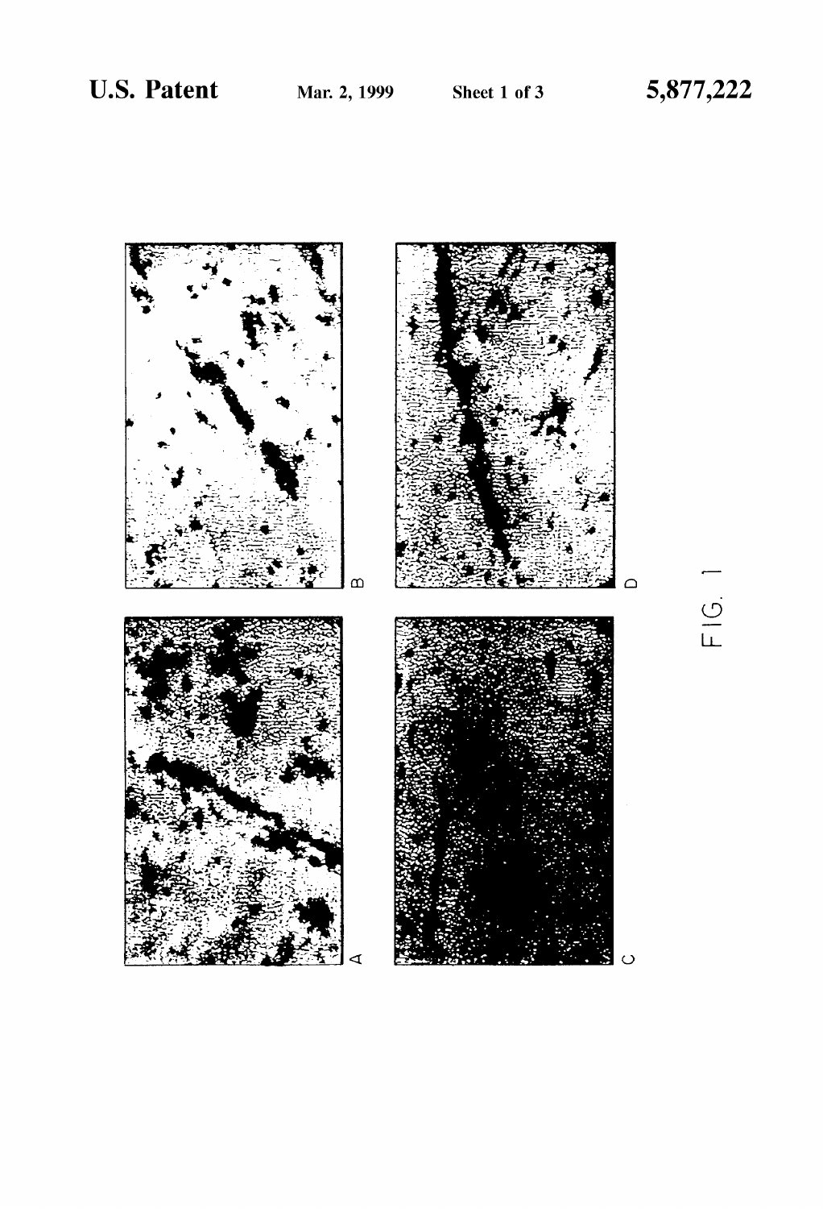A

B

C

D

FIG. 1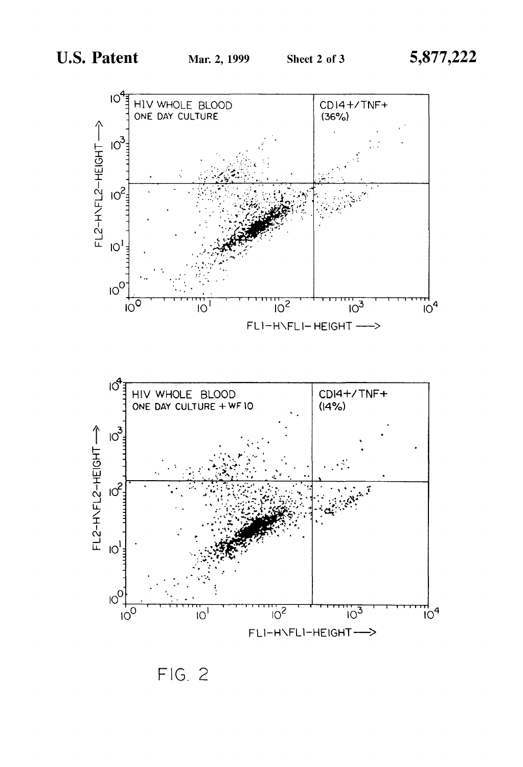HIV WHOLE BLOOD
ONE DAY CULTURE

CD14+/TNF+
(36%)

FL2-H\FL2-HEIGHT ⟶

FL1-H\FL1-HEIGHT ⟶

HIV WHOLE BLOOD
ONE DAY CULTURE + WF 10

CD14+/TNF+
(14%)

FL2-H\FL2-HEIGHT ⟶

FL1-H\FL1-HEIGHT ⟶

FIG. 2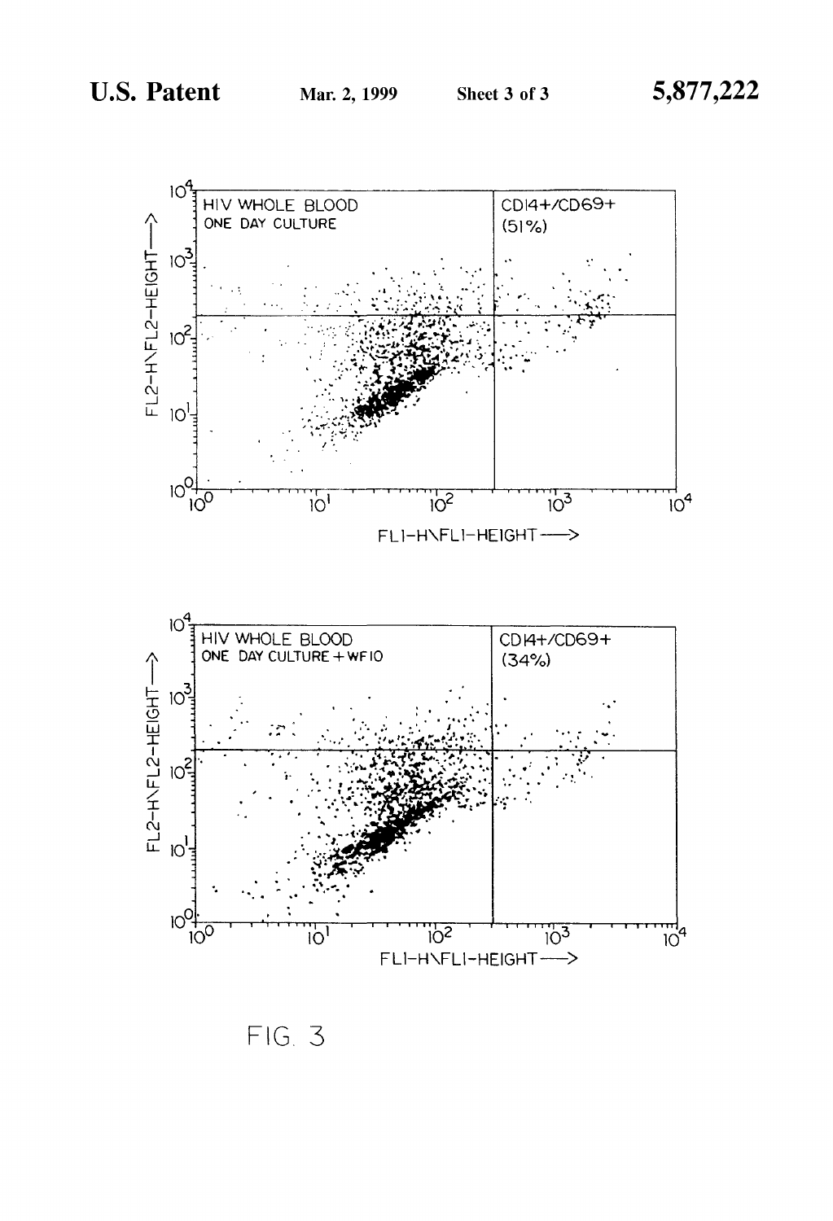HIV WHOLE BLOOD
ONE DAY CULTURE

CD14+/CD69+
(51%)

FL2-H\FL2-HEIGHT ——>

FL1-H\FL1-HEIGHT ——>

HIV WHOLE BLOOD
ONE DAY CULTURE + WF10

CD14+/CD69+
(34%)

FL2-H\FL2-HEIGHT ——>

FL1-H\FL1-HEIGHT ——>

FIG. 3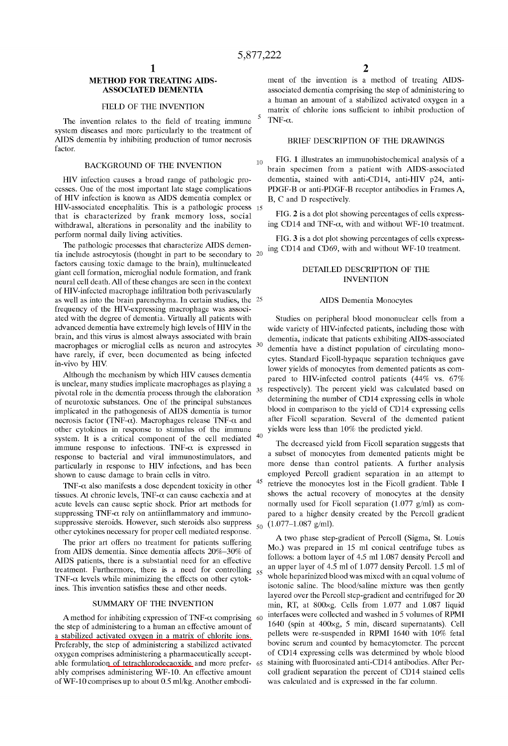# METHOD FOR TREATING AIDS-ASSOCIATED DEMENTIA

## FIELD OF THE INVENTION

The invention relates to the field of treating immune system diseases and more particularly to the treatment of AIDS dementia by inhibiting production of tumor necrosis factor.

## BACKGROUND OF THE INVENTION

HIV infection causes a broad range of pathologic processes. One of the most important late stage complications of HIV infection is known as AIDS dementia complex or HIV-associated encephalitis. This is a pathologic process that is characterized by frank memory loss, social withdrawal, alterations in personality and the inability to perform normal daily living activities.

The pathologic processes that characterize AIDS dementia include astrocytosis (thought in part to be secondary to factors causing toxic damage to the brain), multinucleated giant cell formation, microglial nodule formation, and frank neural cell death. All of these changes are seen in the context of HIV-infected macrophage infiltration both perivascularly as well as into the brain parenchyma. In certain studies, the frequency of the HIV-expressing macrophage was associated with the degree of dementia. Virtually all patients with advanced dementia have extremely high levels of HIV in the brain, and this virus is almost always associated with brain macrophages or microglial cells as neuron and astrocytes have rarely, if ever, been documented as being infected in-vivo by HIV.

Although the mechanism by which HIV causes dementia is unclear, many studies implicate macrophages as playing a pivotal role in the dementia process through the elaboration of neurotoxic substances. One of the principal substances implicated in the pathogenesis of AIDS dementia is tumor necrosis factor (TNF-α). Macrophages release TNF-α and other cytokines in response to stimulus of the immune system. It is a critical component of the cell mediated immune response to infections. TNF-α is expressed in response to bacterial and viral immunostimulators, and particularly in response to HIV infections, and has been shown to cause damage to brain cells in vitro.

TNF-α also manifests a dose dependent toxicity in other tissues. At chronic levels, TNF-α can cause cachexia and at acute levels can cause septic shock. Prior art methods for suppressing TNF-α rely on antiinflammatory and immunosuppressive steroids. However, such steroids also suppress other cytokines necessary for proper cell mediated response.

The prior art offers no treatment for patients suffering from AIDS dementia. Since dementia affects 20%–30% of AIDS patients, there is a substantial need for an effective treatment. Furthermore, there is a need for controlling TNF-α levels while minimizing the effects on other cytokines. This invention satisfies these and other needs.

## SUMMARY OF THE INVENTION

A method for inhibiting expression of TNF-α comprising the step of administering to a human an effective amount of a stabilized activated oxygen in a matrix of chlorite ions. Preferably, the step of administering a stabilized activated oxygen comprises administering a pharmaceutically acceptable formulation of tetrachlorodecaoxide and more preferably comprises administering WF-10. An effective amount of WF-10 comprises up to about 0.5 ml/kg. Another embodiment of the invention is a method of treating AIDS-associated dementia comprising the step of administering to a human an amount of a stabilized activated oxygen in a matrix of chlorite ions sufficient to inhibit production of TNF-α.

## BRIEF DESCRIPTION OF THE DRAWINGS

FIG. 1 illustrates an immunohistochemical analysis of a brain specimen from a patient with AIDS-associated dementia, stained with anti-CD14, anti-HIV p24, anti-PDGF-B or anti-PDGF-B receptor antibodies in Frames A, B, C and D respectively.

FIG. 2 is a dot plot showing percentages of cells expressing CD14 and TNF-α, with and without WF-10 treatment.

FIG. 3 is a dot plot showing percentages of cells expressing CD14 and CD69, with and without WF-10 treatment.

## DETAILED DESCRIPTION OF THE INVENTION

### AIDS Dementia Monocytes

Studies on peripheral blood mononuclear cells from a wide variety of HIV-infected patients, including those with dementia, indicate that patients exhibiting AIDS-associated dementia have a distinct population of circulating monocytes. Standard Ficoll-hypaque separation techniques gave lower yields of monocytes from demented patients as compared to HIV-infected control patients (44% vs. 67% respectively). The percent yield was calculated based on determining the number of CD14 expressing cells in whole blood in comparison to the yield of CD14 expressing cells after Ficoll separation. Several of the demented patient yields were less than 10% the predicted yield.

The decreased yield from Ficoll separation suggests that a subset of monocytes from demented patients might be more dense than control patients. A further analysis employed Percoll gradient separation in an attempt to retrieve the monocytes lost in the Ficoll gradient. Table I shows the actual recovery of monocytes at the density normally used for Ficoll separation (1.077 g/ml) as compared to a higher density created by the Percoll gradient (1.077–1.087 g/ml).

A two phase step-gradient of Percoll (Sigma, St. Louis Mo.) was prepared in 15 ml conical centrifuge tubes as follows: a bottom layer of 4.5 ml 1.087 density Percoll and an upper layer of 4.5 ml of 1.077 density Percoll. 1.5 ml of whole heparinized blood was mixed with an equal volume of isotonic saline. The blood/saline mixture was then gently layered over the Percoll step-gradient and centrifuged for 20 min, RT, at 800×g. Cells from 1.077 and 1.087 liquid interfaces were collected and washed in 5 volumes of RPMI 1640 (spin at 400×g, 5 min, discard supernatants). Cell pellets were re-suspended in RPMI 1640 with 10% fetal bovine serum and counted by hemacytometer. The percent of CD14 expressing cells was determined by whole blood staining with fluorosinated anti-CD14 antibodies. After Percoll gradient separation the percent of CD14 stained cells was calculated and is expressed in the far column.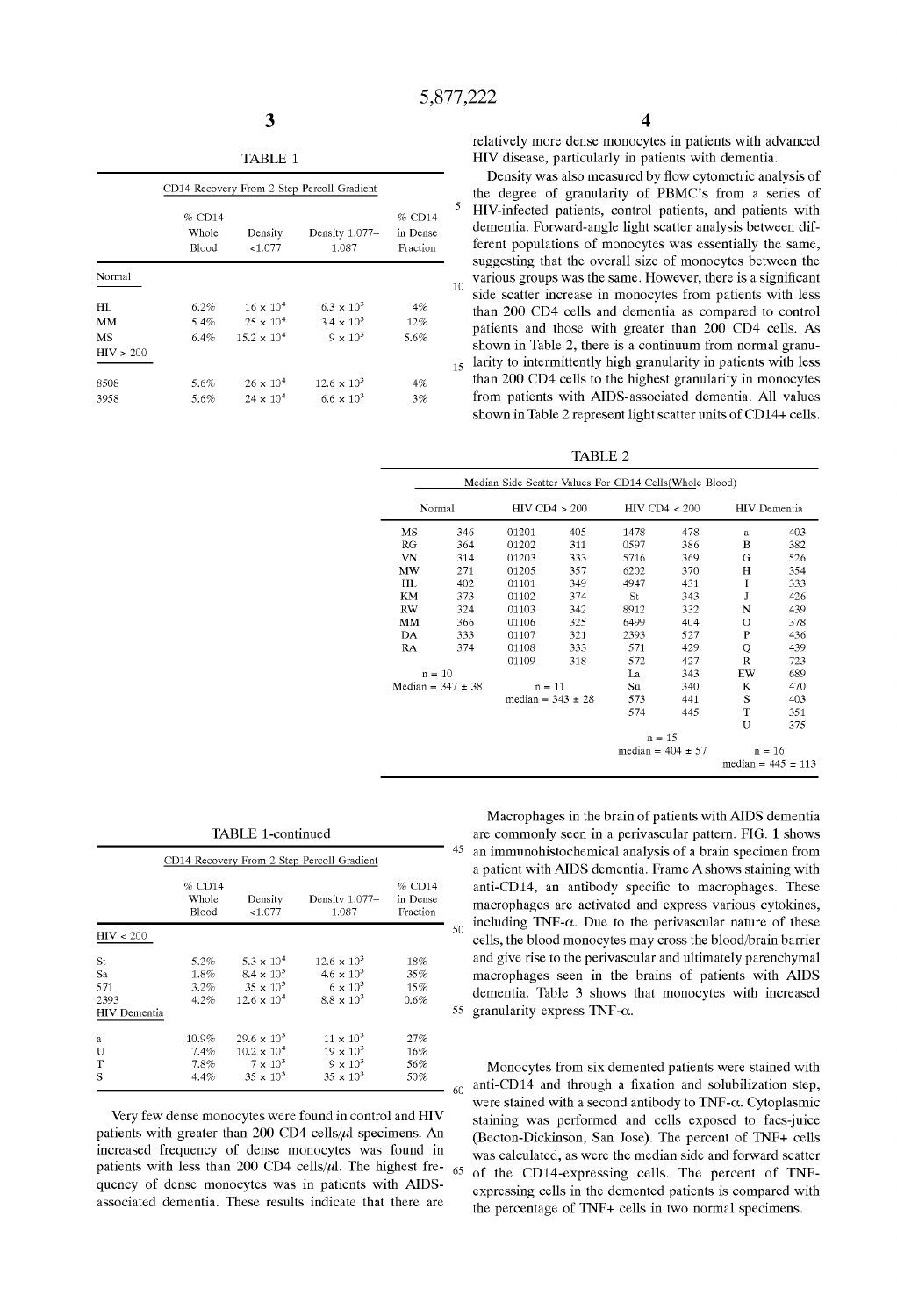TABLE 1

CD14 Recovery From 2 Step Percoll Gradient

| | % CD14 Whole Blood | Density <1.077 | Density 1.077–1.087 | % CD14 in Dense Fraction |
|---|---|---|---|---|
| Normal | | | | |
| HL | 6.2% | $16 \times 10^4$ | $6.3 \times 10^3$ | 4% |
| MM | 5.4% | $25 \times 10^4$ | $3.4 \times 10^3$ | 12% |
| MS | 6.4% | $15.2 \times 10^4$ | $9 \times 10^3$ | 5.6% |
| HIV > 200 | | | | |
| 8508 | 5.6% | $26 \times 10^4$ | $12.6 \times 10^3$ | 4% |
| 3958 | 5.6% | $24 \times 10^4$ | $6.6 \times 10^3$ | 3% |
| HIV < 200 | | | | |
| St | 5.2% | $5.3 \times 10^4$ | $12.6 \times 10^3$ | 18% |
| Sa | 1.8% | $8.4 \times 10^3$ | $4.6 \times 10^3$ | 35% |
| 571 | 3.2% | $35 \times 10^3$ | $6 \times 10^3$ | 15% |
| 2393 | 4.2% | $12.6 \times 10^4$ | $8.8 \times 10^3$ | 0.6% |
| HIV Dementia | | | | |
| a | 10.9% | $29.6 \times 10^3$ | $11 \times 10^3$ | 27% |
| U | 7.4% | $10.2 \times 10^4$ | $19 \times 10^3$ | 16% |
| T | 7.8% | $7 \times 10^3$ | $9 \times 10^3$ | 56% |
| S | 4.4% | $35 \times 10^3$ | $35 \times 10^3$ | 50% |

Very few dense monocytes were found in control and HIV patients with greater than 200 CD4 cells/μl specimens. An increased frequency of dense monocytes was found in patients with less than 200 CD4 cells/μl. The highest frequency of dense monocytes was in patients with AIDS-associated dementia. These results indicate that there are relatively more dense monocytes in patients with advanced HIV disease, particularly in patients with dementia.

Density was also measured by flow cytometric analysis of the degree of granularity of PBMC's from a series of HIV-infected patients, control patients, and patients with dementia. Forward-angle light scatter analysis between different populations of monocytes was essentially the same, suggesting that the overall size of monocytes between the various groups was the same. However, there is a significant side scatter increase in monocytes from patients with less than 200 CD4 cells and dementia as compared to control patients and those with greater than 200 CD4 cells. As shown in Table 2, there is a continuum from normal granularity to intermittently high granularity in patients with less than 200 CD4 cells to the highest granularity in monocytes from patients with AIDS-associated dementia. All values shown in Table 2 represent light scatter units of CD14+ cells.

TABLE 2

Median Side Scatter Values For CD14 Cells(Whole Blood)

| Normal | | HIV CD4 > 200 | | HIV CD4 < 200 | | HIV Dementia | |
|---|---|---|---|---|---|---|---|
| MS | 346 | 01201 | 405 | 1478 | 478 | a | 403 |
| RG | 364 | 01202 | 311 | 0597 | 386 | B | 382 |
| VN | 314 | 01203 | 333 | 5716 | 369 | G | 526 |
| MW | 271 | 01205 | 357 | 6202 | 370 | H | 354 |
| HL | 402 | 01101 | 349 | 4947 | 431 | I | 333 |
| KM | 373 | 01102 | 374 | St | 343 | J | 426 |
| RW | 324 | 01103 | 342 | 8912 | 332 | N | 439 |
| MM | 366 | 01106 | 325 | 6499 | 404 | O | 378 |
| DA | 333 | 01107 | 321 | 2393 | 527 | P | 436 |
| RA | 374 | 01108 | 333 | 571 | 429 | Q | 439 |
| | | 01109 | 318 | 572 | 427 | R | 723 |
| n = 10 | | | | La | 343 | EW | 689 |
| Median = 347 ± 38 | | n = 11 | | Su | 340 | K | 470 |
| | | median = 343 ± 28 | | 573 | 441 | S | 403 |
| | | | | 574 | 445 | T | 351 |
| | | | | | | U | 375 |
| | | | | n = 15 | | | |
| | | | | median = 404 ± 57 | | n = 16 | |
| | | | | | | median = 445 ± 113 | |

Macrophages in the brain of patients with AIDS dementia are commonly seen in a perivascular pattern. FIG. 1 shows an immunohistochemical analysis of a brain specimen from a patient with AIDS dementia. Frame A shows staining with anti-CD14, an antibody specific to macrophages. These macrophages are activated and express various cytokines, including TNF-α. Due to the perivascular nature of these cells, the blood monocytes may cross the blood/brain barrier and give rise to the perivascular and ultimately parenchymal macrophages seen in the brains of patients with AIDS dementia. Table 3 shows that monocytes with increased granularity express TNF-α.

Monocytes from six demented patients were stained with anti-CD14 and through a fixation and solubilization step, were stained with a second antibody to TNF-α. Cytoplasmic staining was performed and cells exposed to facs-juice (Becton-Dickinson, San Jose). The percent of TNF+ cells was calculated, as were the median side and forward scatter of the CD14-expressing cells. The percent of TNF-expressing cells in the demented patients is compared with the percentage of TNF+ cells in two normal specimens.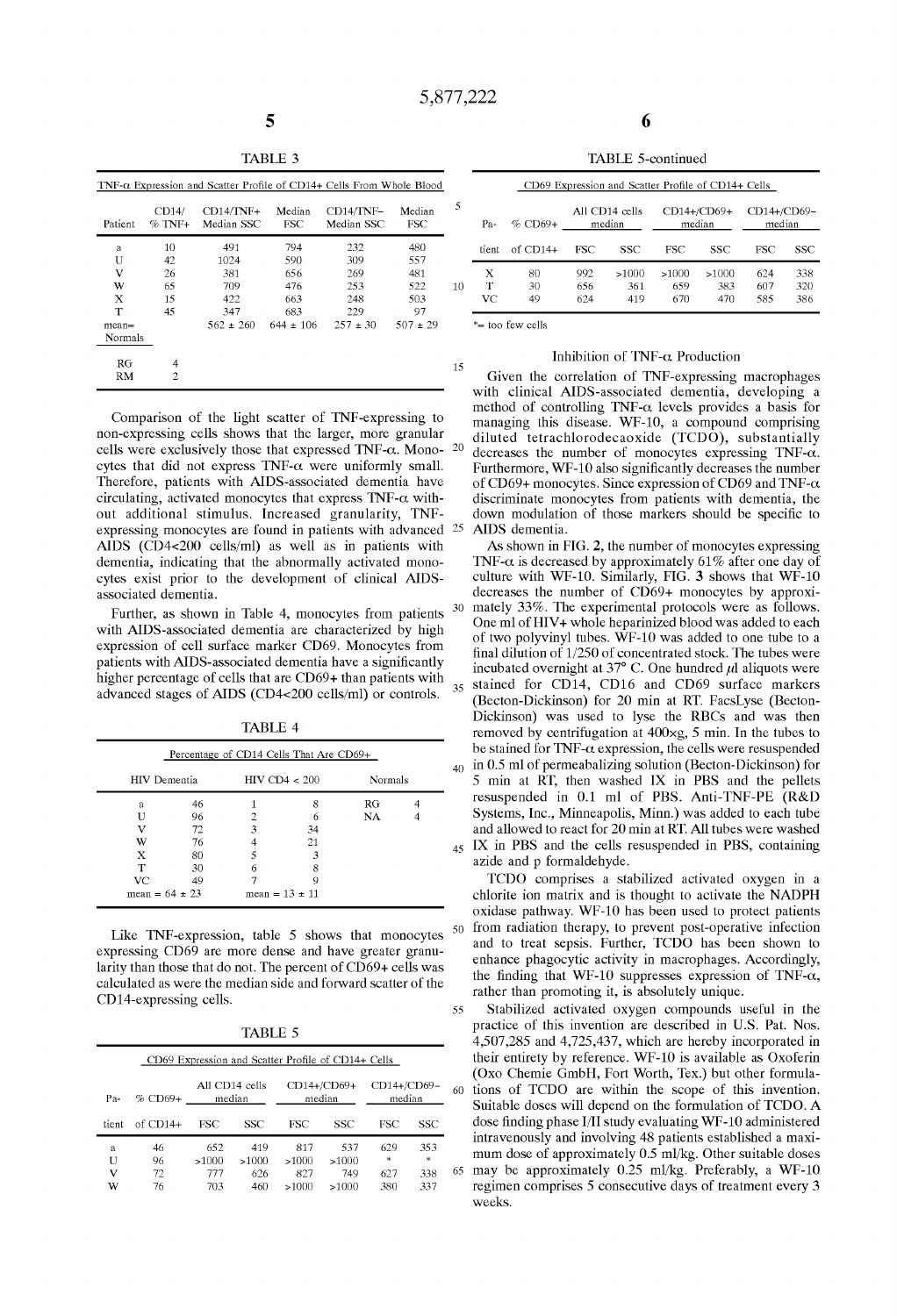TABLE 3

TNF-α Expression and Scatter Profile of CD14+ Cells From Whole Blood

| Patient | CD14/ % TNF+ | CD14/TNF+ Median SSC | Median FSC | CD14/TNF− Median SSC | Median FSC |
|---|---|---|---|---|---|
| a | 10 | 491 | 794 | 232 | 480 |
| U | 42 | 1024 | 590 | 309 | 557 |
| V | 26 | 381 | 656 | 269 | 481 |
| W | 65 | 709 | 476 | 253 | 522 |
| X | 15 | 422 | 663 | 248 | 503 |
| T | 45 | 347 | 683 | 229 | 97 |
| mean= | | 562 ± 260 | 644 ± 106 | 257 ± 30 | 507 ± 29 |
| Normals | | | | | |
| RG | 4 | | | | |
| RM | 2 | | | | |

Comparison of the light scatter of TNF-expressing to non-expressing cells shows that the larger, more granular cells were exclusively those that expressed TNF-α. Monocytes that did not express TNF-α were uniformly small. Therefore, patients with AIDS-associated dementia have circulating, activated monocytes that express TNF-α without additional stimulus. Increased granularity, TNF-expressing monocytes are found in patients with advanced AIDS (CD4<200 cells/ml) as well as in patients with dementia, indicating that the abnormally activated monocytes exist prior to the development of clinical AIDS-associated dementia.

Further, as shown in Table 4, monocytes from patients with AIDS-associated dementia are characterized by high expression of cell surface marker CD69. Monocytes from patients with AIDS-associated dementia have a significantly higher percentage of cells that are CD69+ than patients with advanced stages of AIDS (CD4<200 cells/ml) or controls.

TABLE 4

Percentage of CD14 Cells That Are CD69+

| HIV Dementia | | HIV CD4 < 200 | | Normals | |
|---|---|---|---|---|---|
| a | 46 | 1 | 8 | RG | 4 |
| U | 96 | 2 | 6 | NA | 4 |
| V | 72 | 3 | 34 | | |
| W | 76 | 4 | 21 | | |
| X | 80 | 5 | 3 | | |
| T | 30 | 6 | 8 | | |
| VC | 49 | 7 | 9 | | |
| mean = 64 ± 23 | | mean = 13 ± 11 | | | |

Like TNF-expression, table 5 shows that monocytes expressing CD69 are more dense and have greater granularity than those that do not. The percent of CD69+ cells was calculated as were the median side and forward scatter of the CD14-expressing cells.

TABLE 5

CD69 Expression and Scatter Profile of CD14+ Cells

| Pa- | % CD69+ | All CD14 cells median | | CD14+/CD69+ median | | CD14+/CD69− median | |
|---|---|---|---|---|---|---|---|
| tient | of CD14+ | FSC | SSC | FSC | SSC | FSC | SSC |
| a | 46 | 652 | 419 | 817 | 537 | 629 | 353 |
| U | 96 | >1000 | >1000 | >1000 | >1000 | * | * |
| V | 72 | 777 | 626 | 827 | 749 | 627 | 338 |
| W | 76 | 703 | 460 | >1000 | >1000 | 380 | 337 |
| X | 80 | 992 | >1000 | >1000 | >1000 | 624 | 338 |
| T | 30 | 656 | 361 | 659 | 383 | 607 | 320 |
| VC | 49 | 624 | 419 | 670 | 470 | 585 | 386 |

*= too few cells

## Inhibition of TNF-α Production

Given the correlation of TNF-expressing macrophages with clinical AIDS-associated dementia, developing a method of controlling TNF-α levels provides a basis for managing this disease. WF-10, a compound comprising diluted tetrachlorodecaoxide (TCDO), substantially decreases the number of monocytes expressing TNF-α. Furthermore, WF-10 also significantly decreases the number of CD69+ monocytes. Since expression of CD69 and TNF-α discriminate monocytes from patients with dementia, the down modulation of those markers should be specific to AIDS dementia.

As shown in FIG. 2, the number of monocytes expressing TNF-α is decreased by approximately 61% after one day of culture with WF-10. Similarly, FIG. 3 shows that WF-10 decreases the number of CD69+ monocytes by approximately 33%. The experimental protocols were as follows. One ml of HIV+ whole heparinized blood was added to each of two polyvinyl tubes. WF-10 was added to one tube to a final dilution of 1/250 of concentrated stock. The tubes were incubated overnight at 37° C. One hundred μl aliquots were stained for CD14, CD16 and CD69 surface markers (Becton-Dickinson) for 20 min at RT. FacsLyse (Becton-Dickinson) was used to lyse the RBCs and was then removed by centrifugation at 400×g, 5 min. In the tubes to be stained for TNF-α expression, the cells were resuspended in 0.5 ml of permeabilizing solution (Becton-Dickinson) for 5 min at RT, then washed IX in PBS and the pellets resuspended in 0.1 ml of PBS. Anti-TNF-PE (R&D Systems, Inc., Minneapolis, Minn.) was added to each tube and allowed to react for 20 min at RT. All tubes were washed IX in PBS and the cells resuspended in PBS, containing azide and p formaldehyde.

TCDO comprises a stabilized activated oxygen in a chlorite ion matrix and is thought to activate the NADPH oxidase pathway. WF-10 has been used to protect patients from radiation therapy, to prevent post-operative infection and to treat sepsis. Further, TCDO has been shown to enhance phagocytic activity in macrophages. Accordingly, the finding that WF-10 suppresses expression of TNF-α, rather than promoting it, is absolutely unique.

Stabilized activated oxygen compounds useful in the practice of this invention are described in U.S. Pat. Nos. 4,507,285 and 4,725,437, which are hereby incorporated in their entirety by reference. WF-10 is available as Oxoferin (Oxo Chemie GmbH, Fort Worth, Tex.) but other formulations of TCDO are within the scope of this invention. Suitable doses will depend on the formulation of TCDO. A dose finding phase I/II study evaluating WF-10 administered intravenously and involving 48 patients established a maximum dose of approximately 0.5 ml/kg. Other suitable doses may be approximately 0.25 ml/kg. Preferably, a WF-10 regimen comprises 5 consecutive days of treatment every 3 weeks.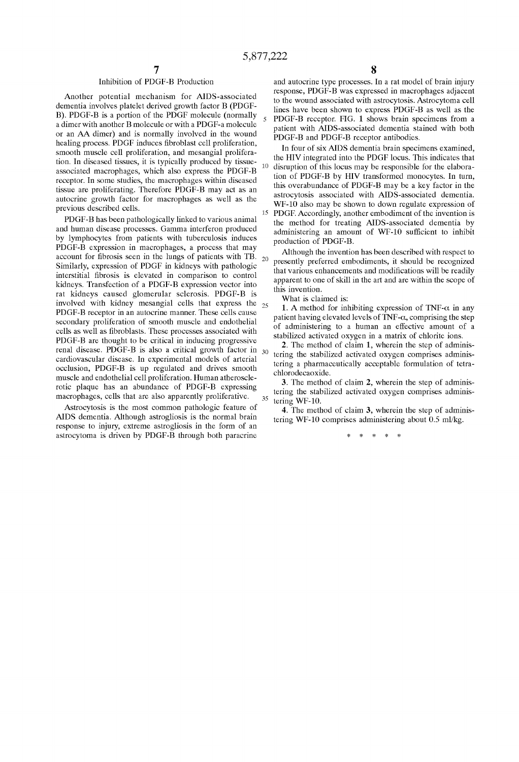### Inhibition of PDGF-B Production

Another potential mechanism for AIDS-associated dementia involves platelet derived growth factor B (PDGF-B). PDGF-B is a portion of the PDGF molecule (normally a dimer with another B molecule or with a PDGF-a molecule or an AA dimer) and is normally involved in the wound healing process. PDGF induces fibroblast cell proliferation, smooth muscle cell proliferation, and mesangial proliferation. In diseased tissues, it is typically produced by tissue-associated macrophages, which also express the PDGF-B receptor. In some studies, the macrophages within diseased tissue are proliferating. Therefore PDGF-B may act as an autocrine growth factor for macrophages as well as the previous described cells.

PDGF-B has been pathologically linked to various animal and human disease processes. Gamma interferon produced by lymphocytes from patients with tuberculosis induces PDGF-B expression in macrophages, a process that may account for fibrosis seen in the lungs of patients with TB. Similarly, expression of PDGF in kidneys with pathologic interstitial fibrosis is elevated in comparison to control kidneys. Transfection of a PDGF-B expression vector into rat kidneys caused glomerular sclerosis. PDGF-B is involved with kidney mesangial cells that express the PDGF-B receptor in an autocrine manner. These cells cause secondary proliferation of smooth muscle and endothelial cells as well as fibroblasts. These processes associated with PDGF-B are thought to be critical in inducing progressive renal disease. PDGF-B is also a critical growth factor in cardiovascular disease. In experimental models of arterial occlusion, PDGF-B is up regulated and drives smooth muscle and endothelial cell proliferation. Human atherosclerotic plaque has an abundance of PDGF-B expressing macrophages, cells that are also apparently proliferative.

Astrocytosis is the most common pathologic feature of AIDS dementia. Although astrogliosis is the normal brain response to injury, extreme astrogliosis in the form of an astrocytoma is driven by PDGF-B through both paracrine and autocrine type processes. In a rat model of brain injury response, PDGF-B was expressed in macrophages adjacent to the wound associated with astrocytosis. Astrocytoma cell lines have been shown to express PDGF-B as well as the PDGF-B receptor. FIG. 1 shows brain specimens from a patient with AIDS-associated dementia stained with both PDGF-B and PDGF-B receptor antibodies.

In four of six AIDS dementia brain specimens examined, the HIV integrated into the PDGF locus. This indicates that disruption of this locus may be responsible for the elaboration of PDGF-B by HIV transformed monocytes. In turn, this overabundance of PDGF-B may be a key factor in the astrocytosis associated with AIDS-associated dementia. WF-10 also may be shown to down regulate expression of PDGF. Accordingly, another embodiment of the invention is the method for treating AIDS-associated dementia by administering an amount of WF-10 sufficient to inhibit production of PDGF-B.

Although the invention has been described with respect to presently preferred embodiments, it should be recognized that various enhancements and modifications will be readily apparent to one of skill in the art and are within the scope of this invention.

What is claimed is:

1. A method for inhibiting expression of TNF-α in any patient having elevated levels of TNF-α, comprising the step of administering to a human an effective amount of a stabilized activated oxygen in a matrix of chlorite ions.

2. The method of claim 1, wherein the step of administering the stabilized activated oxygen comprises administering a pharmaceutically acceptable formulation of tetrachlorodecaoxide.

3. The method of claim 2, wherein the step of administering the stabilized activated oxygen comprises administering WF-10.

4. The method of claim 3, wherein the step of administering WF-10 comprises administering about 0.5 ml/kg.

\* \* \* \* \*